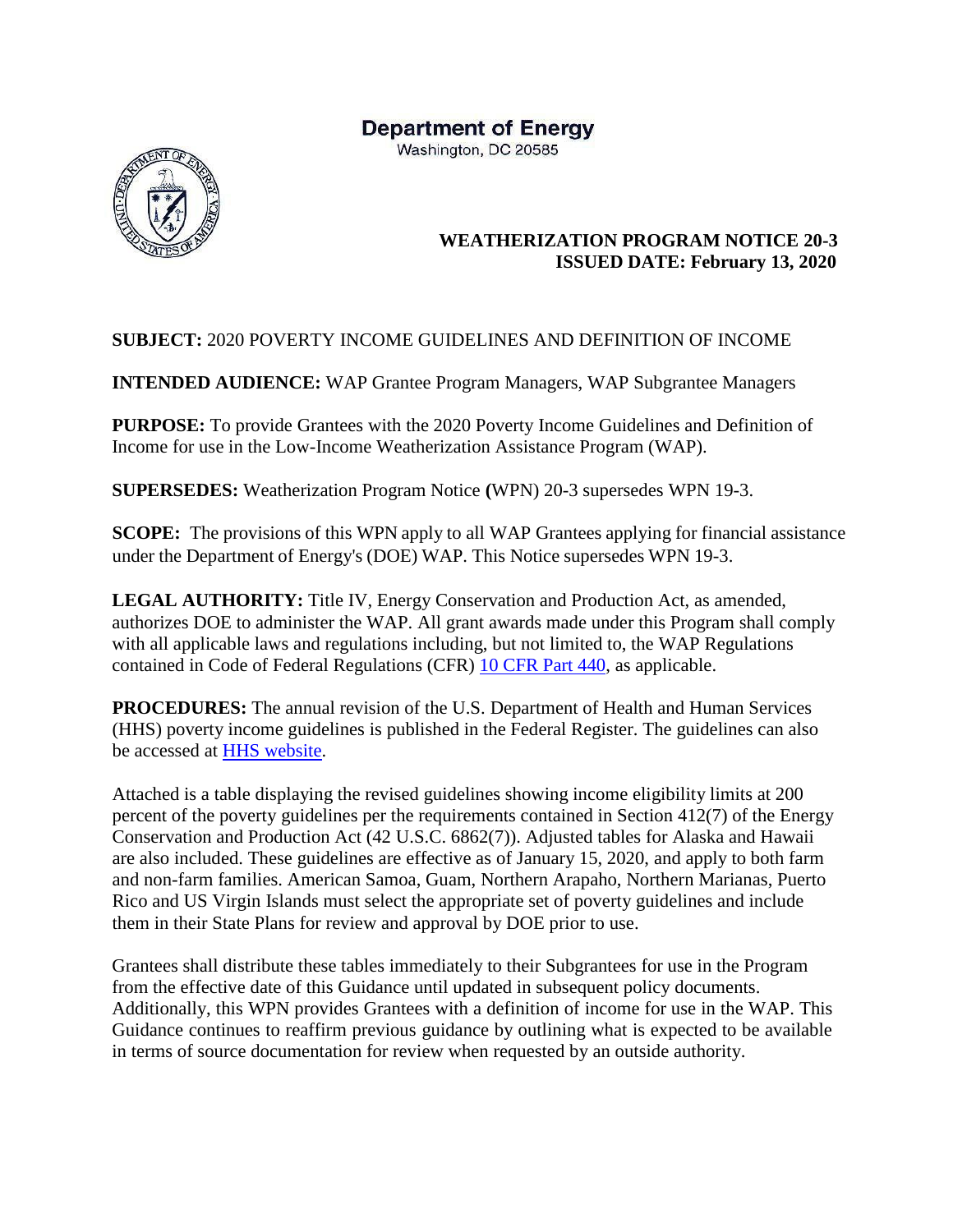# Department of Energy

Washington, DC 20585

**WEATHERIZATION PROGRAM NOTICE 20-3**
**ISSUED DATE: February 13, 2020**

**SUBJECT:** 2020 POVERTY INCOME GUIDELINES AND DEFINITION OF INCOME

**INTENDED AUDIENCE:** WAP Grantee Program Managers, WAP Subgrantee Managers

**PURPOSE:** To provide Grantees with the 2020 Poverty Income Guidelines and Definition of Income for use in the Low-Income Weatherization Assistance Program (WAP).

**SUPERSEDES:** Weatherization Program Notice **(**WPN) 20-3 supersedes WPN 19-3.

**SCOPE:** The provisions of this WPN apply to all WAP Grantees applying for financial assistance under the Department of Energy's (DOE) WAP. This Notice supersedes WPN 19-3.

**LEGAL AUTHORITY:** Title IV, Energy Conservation and Production Act, as amended, authorizes DOE to administer the WAP. All grant awards made under this Program shall comply with all applicable laws and regulations including, but not limited to, the WAP Regulations contained in Code of Federal Regulations (CFR) 10 CFR Part 440, as applicable.

**PROCEDURES:** The annual revision of the U.S. Department of Health and Human Services (HHS) poverty income guidelines is published in the Federal Register. The guidelines can also be accessed at HHS website.

Attached is a table displaying the revised guidelines showing income eligibility limits at 200 percent of the poverty guidelines per the requirements contained in Section 412(7) of the Energy Conservation and Production Act (42 U.S.C. 6862(7)). Adjusted tables for Alaska and Hawaii are also included. These guidelines are effective as of January 15, 2020, and apply to both farm and non-farm families. American Samoa, Guam, Northern Arapaho, Northern Marianas, Puerto Rico and US Virgin Islands must select the appropriate set of poverty guidelines and include them in their State Plans for review and approval by DOE prior to use.

Grantees shall distribute these tables immediately to their Subgrantees for use in the Program from the effective date of this Guidance until updated in subsequent policy documents. Additionally, this WPN provides Grantees with a definition of income for use in the WAP. This Guidance continues to reaffirm previous guidance by outlining what is expected to be available in terms of source documentation for review when requested by an outside authority.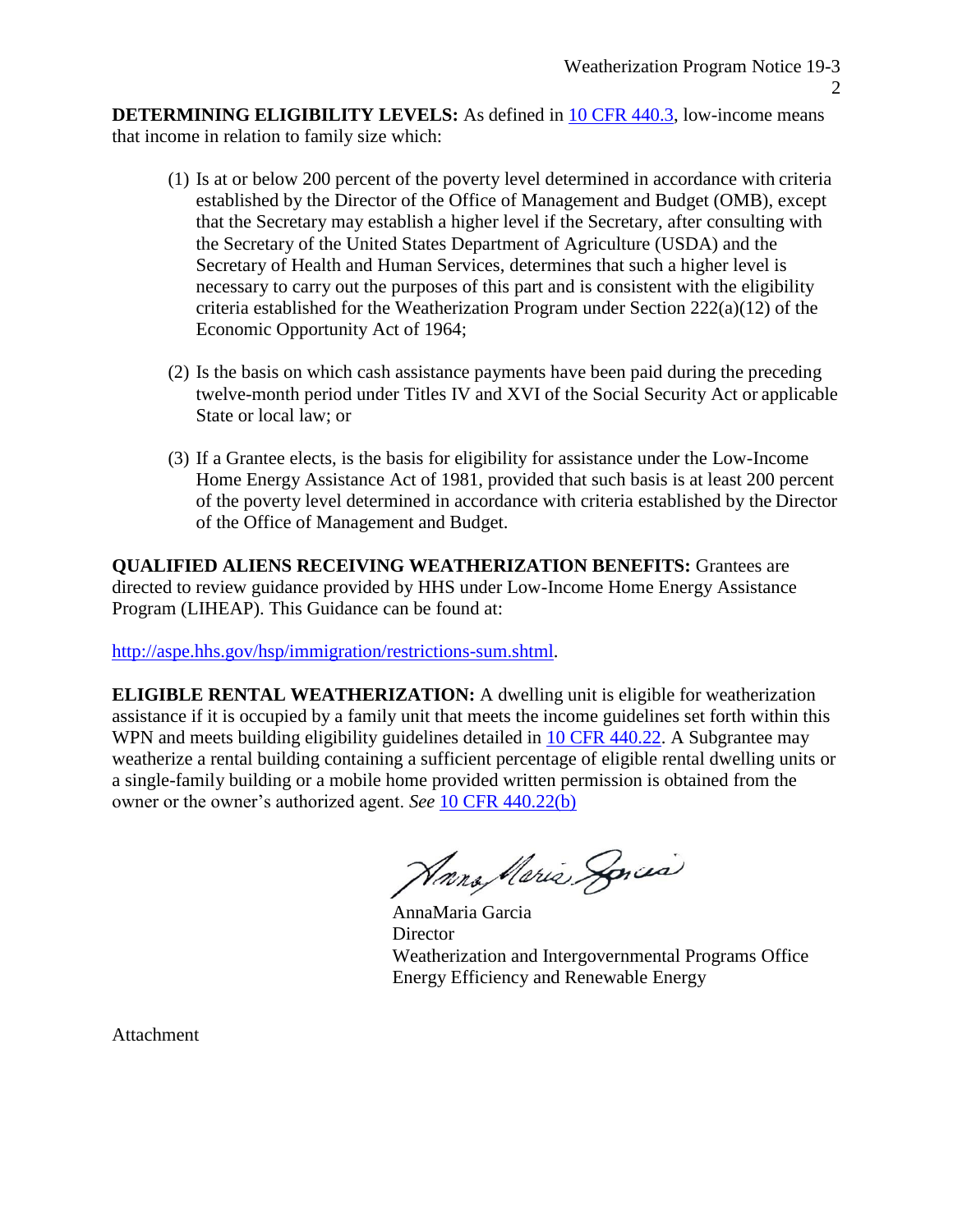**DETERMINING ELIGIBILITY LEVELS:** As defined in [10 CFR 440.3](), low-income means that income in relation to family size which:

(1) Is at or below 200 percent of the poverty level determined in accordance with criteria established by the Director of the Office of Management and Budget (OMB), except that the Secretary may establish a higher level if the Secretary, after consulting with the Secretary of the United States Department of Agriculture (USDA) and the Secretary of Health and Human Services, determines that such a higher level is necessary to carry out the purposes of this part and is consistent with the eligibility criteria established for the Weatherization Program under Section 222(a)(12) of the Economic Opportunity Act of 1964;

(2) Is the basis on which cash assistance payments have been paid during the preceding twelve-month period under Titles IV and XVI of the Social Security Act or applicable State or local law; or

(3) If a Grantee elects, is the basis for eligibility for assistance under the Low-Income Home Energy Assistance Act of 1981, provided that such basis is at least 200 percent of the poverty level determined in accordance with criteria established by the Director of the Office of Management and Budget.

**QUALIFIED ALIENS RECEIVING WEATHERIZATION BENEFITS:** Grantees are directed to review guidance provided by HHS under Low-Income Home Energy Assistance Program (LIHEAP). This Guidance can be found at:

http://aspe.hhs.gov/hsp/immigration/restrictions-sum.shtml.

**ELIGIBLE RENTAL WEATHERIZATION:** A dwelling unit is eligible for weatherization assistance if it is occupied by a family unit that meets the income guidelines set forth within this WPN and meets building eligibility guidelines detailed in 10 CFR 440.22. A Subgrantee may weatherize a rental building containing a sufficient percentage of eligible rental dwelling units or a single-family building or a mobile home provided written permission is obtained from the owner or the owner's authorized agent. *See* 10 CFR 440.22(b)

AnnaMaria Garcia
Director
Weatherization and Intergovernmental Programs Office
Energy Efficiency and Renewable Energy

Attachment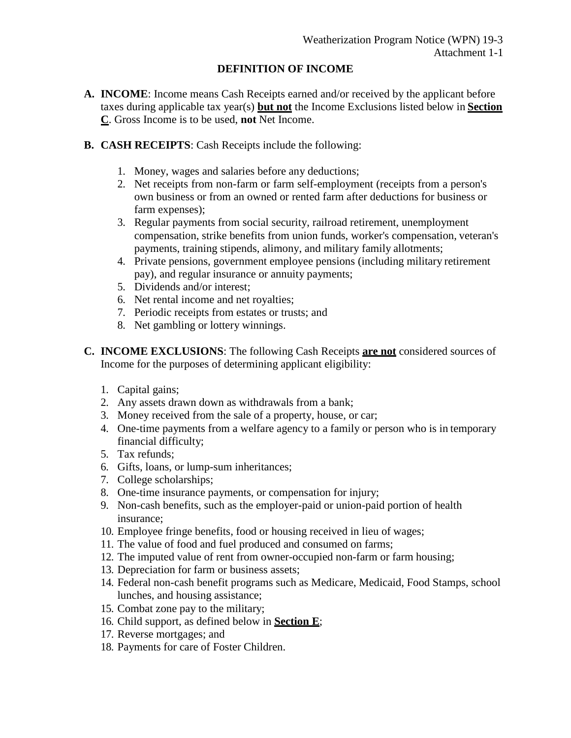Weatherization Program Notice (WPN) 19-3
Attachment 1-1

# DEFINITION OF INCOME

**A. INCOME**: Income means Cash Receipts earned and/or received by the applicant before taxes during applicable tax year(s) **<u>but not</u>** the Income Exclusions listed below in **<u>Section C</u>**. Gross Income is to be used, **not** Net Income.

**B. CASH RECEIPTS**: Cash Receipts include the following:

1. Money, wages and salaries before any deductions;
2. Net receipts from non-farm or farm self-employment (receipts from a person's own business or from an owned or rented farm after deductions for business or farm expenses);
3. Regular payments from social security, railroad retirement, unemployment compensation, strike benefits from union funds, worker's compensation, veteran's payments, training stipends, alimony, and military family allotments;
4. Private pensions, government employee pensions (including military retirement pay), and regular insurance or annuity payments;
5. Dividends and/or interest;
6. Net rental income and net royalties;
7. Periodic receipts from estates or trusts; and
8. Net gambling or lottery winnings.

**C. INCOME EXCLUSIONS**: The following Cash Receipts **<u>are not</u>** considered sources of Income for the purposes of determining applicant eligibility:

1. Capital gains;
2. Any assets drawn down as withdrawals from a bank;
3. Money received from the sale of a property, house, or car;
4. One-time payments from a welfare agency to a family or person who is in temporary financial difficulty;
5. Tax refunds;
6. Gifts, loans, or lump-sum inheritances;
7. College scholarships;
8. One-time insurance payments, or compensation for injury;
9. Non-cash benefits, such as the employer-paid or union-paid portion of health insurance;
10. Employee fringe benefits, food or housing received in lieu of wages;
11. The value of food and fuel produced and consumed on farms;
12. The imputed value of rent from owner-occupied non-farm or farm housing;
13. Depreciation for farm or business assets;
14. Federal non-cash benefit programs such as Medicare, Medicaid, Food Stamps, school lunches, and housing assistance;
15. Combat zone pay to the military;
16. Child support, as defined below in **<u>Section E</u>**;
17. Reverse mortgages; and
18. Payments for care of Foster Children.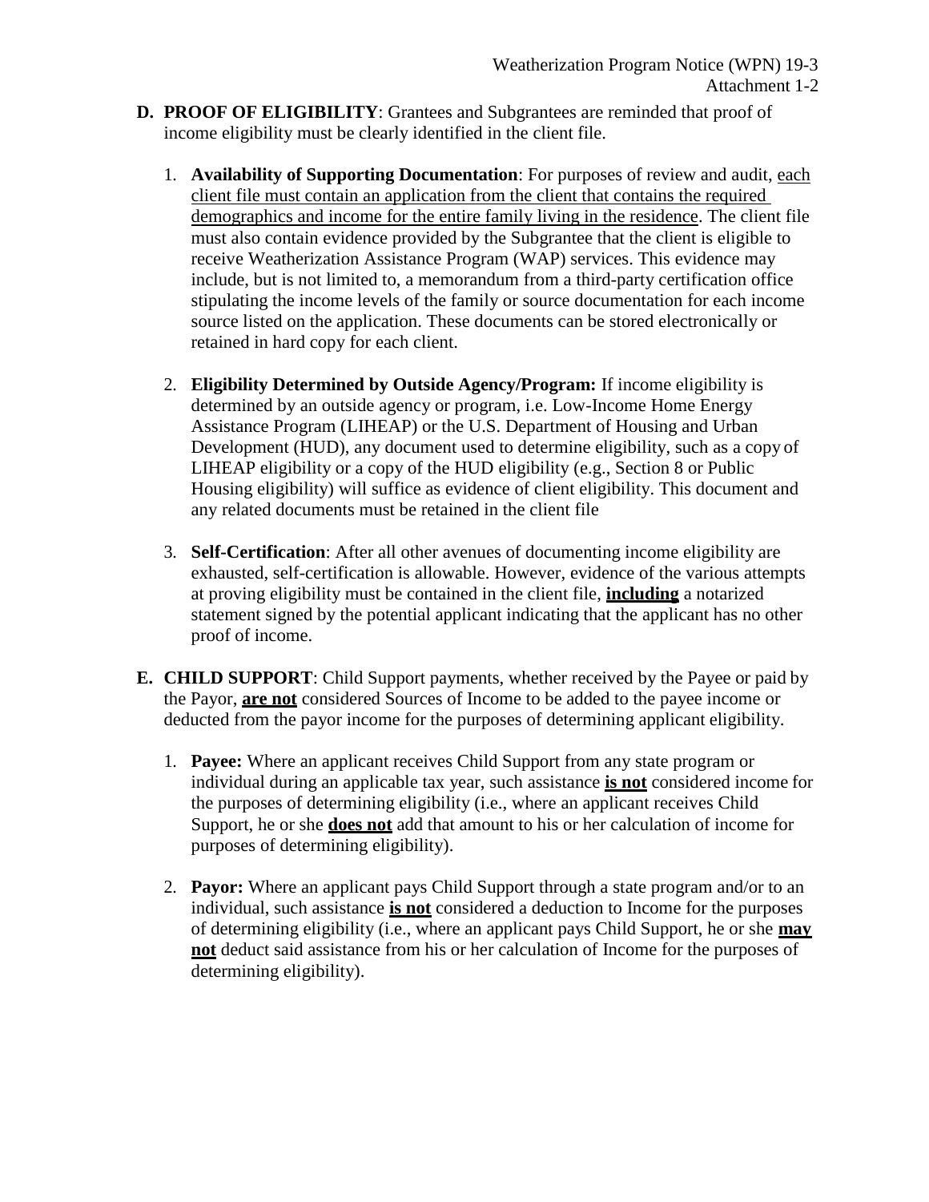**D. PROOF OF ELIGIBILITY**: Grantees and Subgrantees are reminded that proof of income eligibility must be clearly identified in the client file.

1. **Availability of Supporting Documentation**: For purposes of review and audit, <u>each client file must contain an application from the client that contains the required demographics and income for the entire family living in the residence</u>. The client file must also contain evidence provided by the Subgrantee that the client is eligible to receive Weatherization Assistance Program (WAP) services. This evidence may include, but is not limited to, a memorandum from a third-party certification office stipulating the income levels of the family or source documentation for each income source listed on the application. These documents can be stored electronically or retained in hard copy for each client.

2. **Eligibility Determined by Outside Agency/Program:** If income eligibility is determined by an outside agency or program, i.e. Low-Income Home Energy Assistance Program (LIHEAP) or the U.S. Department of Housing and Urban Development (HUD), any document used to determine eligibility, such as a copy of LIHEAP eligibility or a copy of the HUD eligibility (e.g., Section 8 or Public Housing eligibility) will suffice as evidence of client eligibility. This document and any related documents must be retained in the client file

3. **Self-Certification**: After all other avenues of documenting income eligibility are exhausted, self-certification is allowable. However, evidence of the various attempts at proving eligibility must be contained in the client file, <u>**including**</u> a notarized statement signed by the potential applicant indicating that the applicant has no other proof of income.

**E. CHILD SUPPORT**: Child Support payments, whether received by the Payee or paid by the Payor, <u>**are not**</u> considered Sources of Income to be added to the payee income or deducted from the payor income for the purposes of determining applicant eligibility.

1. **Payee:** Where an applicant receives Child Support from any state program or individual during an applicable tax year, such assistance <u>**is not**</u> considered income for the purposes of determining eligibility (i.e., where an applicant receives Child Support, he or she <u>**does not**</u> add that amount to his or her calculation of income for purposes of determining eligibility).

2. **Payor:** Where an applicant pays Child Support through a state program and/or to an individual, such assistance <u>**is not**</u> considered a deduction to Income for the purposes of determining eligibility (i.e., where an applicant pays Child Support, he or she <u>**may not**</u> deduct said assistance from his or her calculation of Income for the purposes of determining eligibility).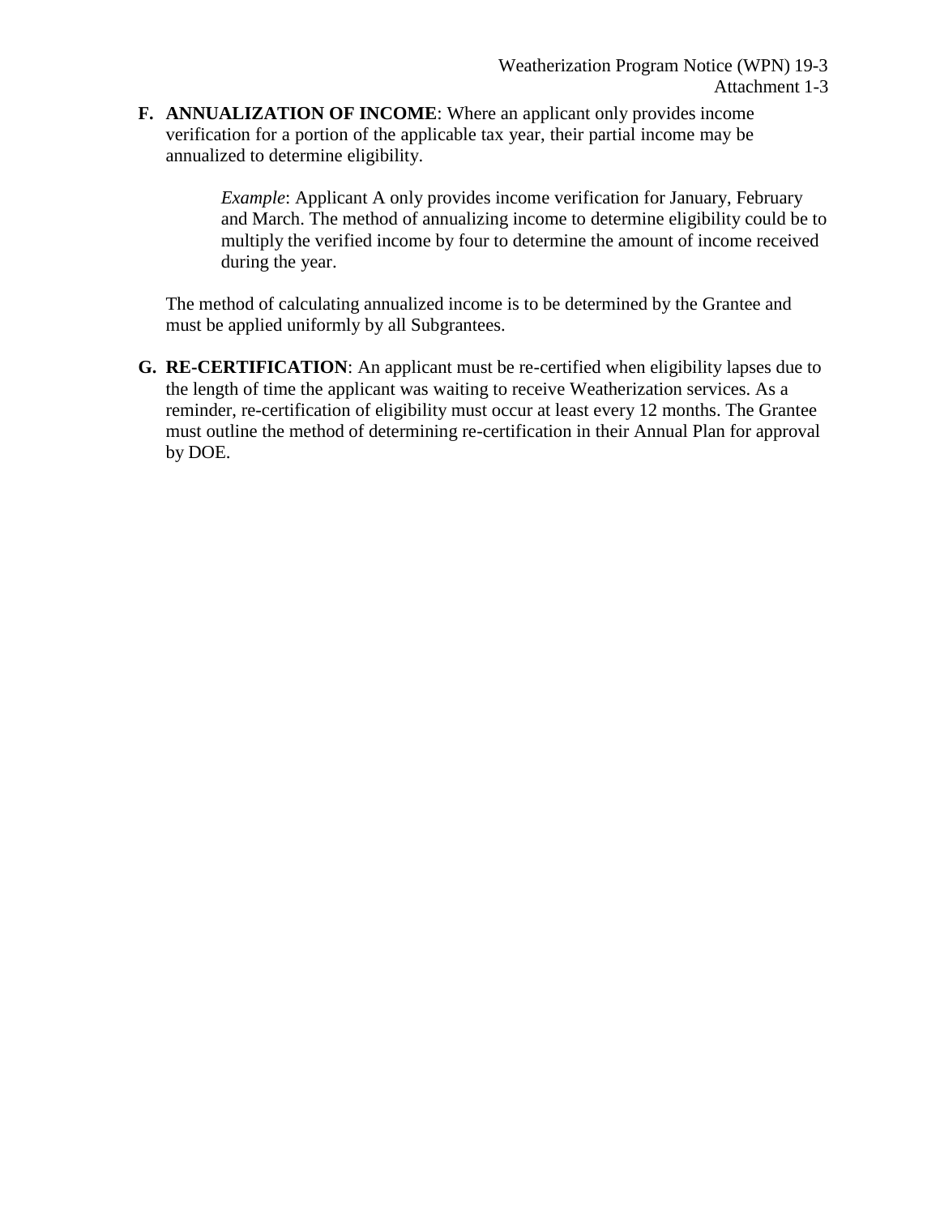**F. ANNUALIZATION OF INCOME**: Where an applicant only provides income verification for a portion of the applicable tax year, their partial income may be annualized to determine eligibility.

> *Example*: Applicant A only provides income verification for January, February and March. The method of annualizing income to determine eligibility could be to multiply the verified income by four to determine the amount of income received during the year.

The method of calculating annualized income is to be determined by the Grantee and must be applied uniformly by all Subgrantees.

**G. RE-CERTIFICATION**: An applicant must be re-certified when eligibility lapses due to the length of time the applicant was waiting to receive Weatherization services. As a reminder, re-certification of eligibility must occur at least every 12 months. The Grantee must outline the method of determining re-certification in their Annual Plan for approval by DOE.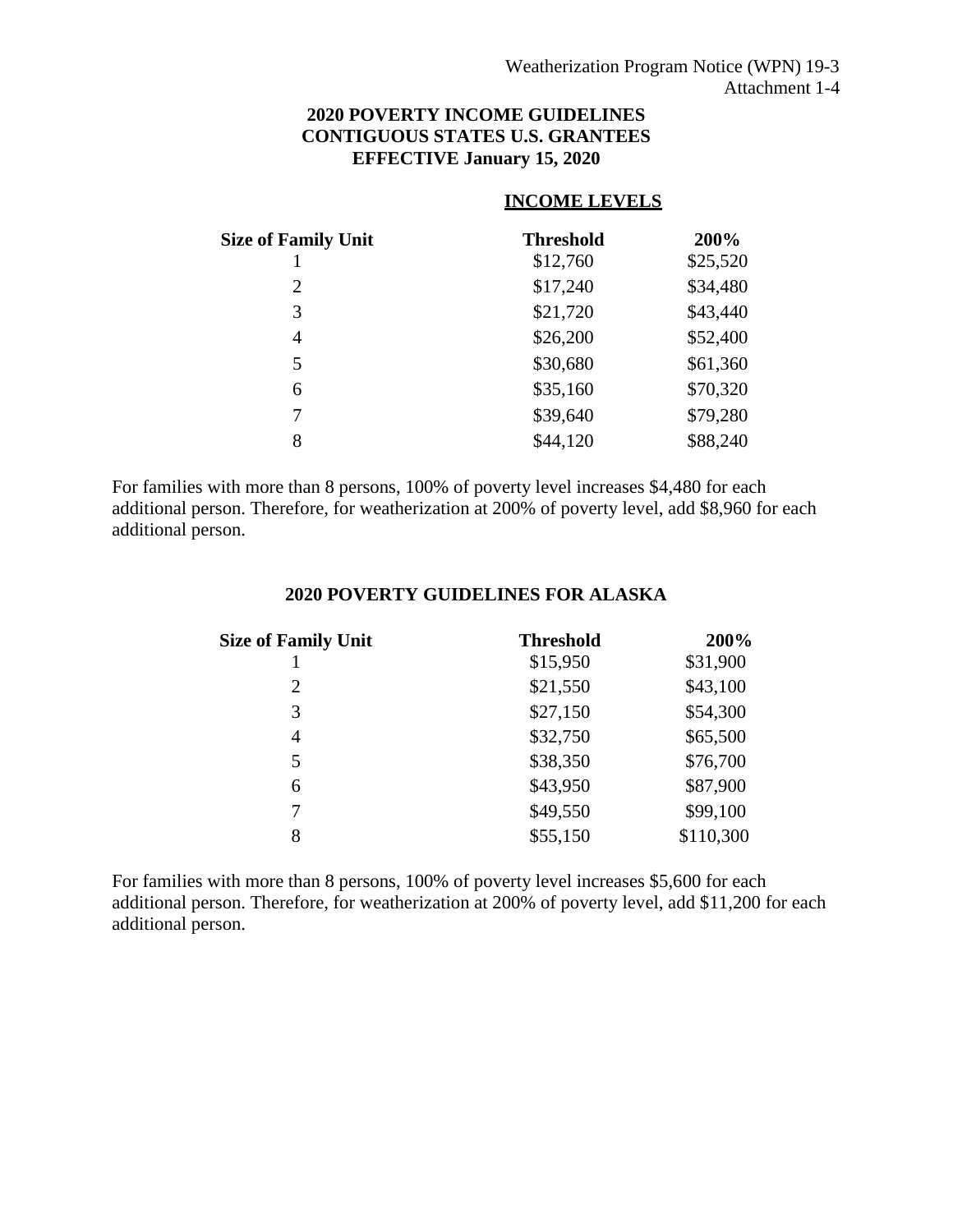Weatherization Program Notice (WPN) 19-3
Attachment 1-4

## 2020 POVERTY INCOME GUIDELINES
## CONTIGUOUS STATES U.S. GRANTEES
## EFFECTIVE January 15, 2020

| Size of Family Unit | INCOME LEVELS | |
|---|---|---|
| | **Threshold** | **200%** |
| 1 | $12,760 | $25,520 |
| 2 | $17,240 | $34,480 |
| 3 | $21,720 | $43,440 |
| 4 | $26,200 | $52,400 |
| 5 | $30,680 | $61,360 |
| 6 | $35,160 | $70,320 |
| 7 | $39,640 | $79,280 |
| 8 | $44,120 | $88,240 |

For families with more than 8 persons, 100% of poverty level increases $4,480 for each additional person. Therefore, for weatherization at 200% of poverty level, add $8,960 for each additional person.

## 2020 POVERTY GUIDELINES FOR ALASKA

| Size of Family Unit | Threshold | 200% |
|---|---|---|
| 1 | $15,950 | $31,900 |
| 2 | $21,550 | $43,100 |
| 3 | $27,150 | $54,300 |
| 4 | $32,750 | $65,500 |
| 5 | $38,350 | $76,700 |
| 6 | $43,950 | $87,900 |
| 7 | $49,550 | $99,100 |
| 8 | $55,150 | $110,300 |

For families with more than 8 persons, 100% of poverty level increases $5,600 for each additional person. Therefore, for weatherization at 200% of poverty level, add $11,200 for each additional person.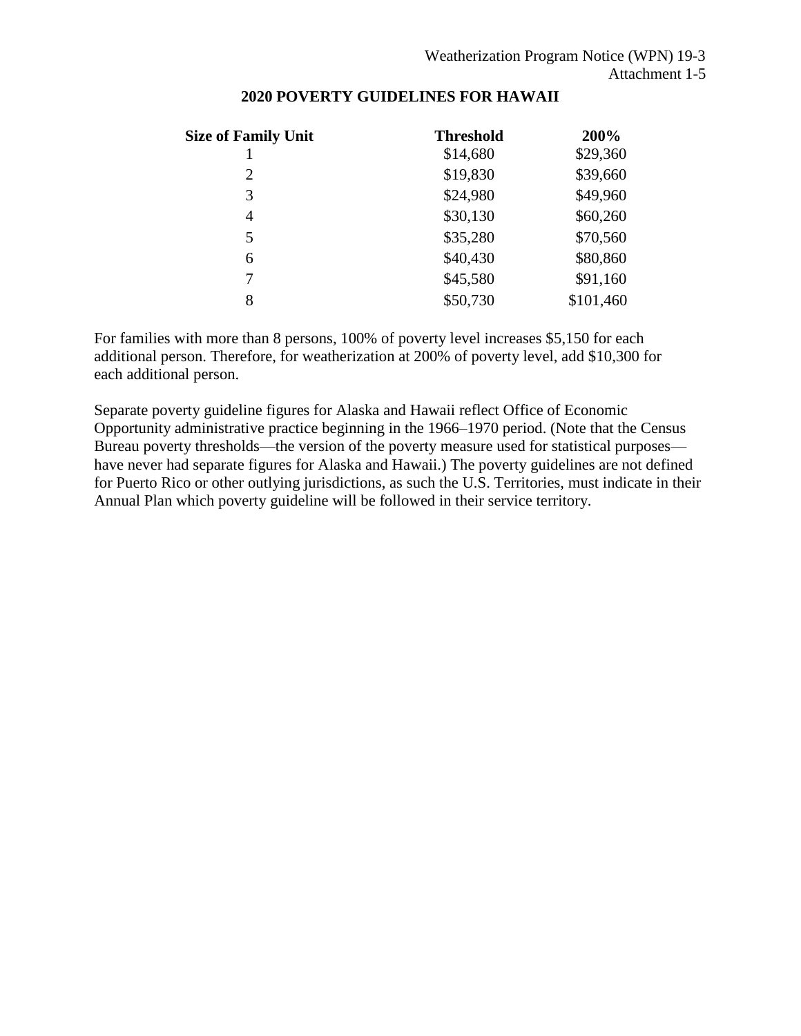## 2020 POVERTY GUIDELINES FOR HAWAII

| Size of Family Unit | Threshold | 200% |
|---|---|---|
| 1 | $14,680 | $29,360 |
| 2 | $19,830 | $39,660 |
| 3 | $24,980 | $49,960 |
| 4 | $30,130 | $60,260 |
| 5 | $35,280 | $70,560 |
| 6 | $40,430 | $80,860 |
| 7 | $45,580 | $91,160 |
| 8 | $50,730 | $101,460 |

For families with more than 8 persons, 100% of poverty level increases $5,150 for each additional person. Therefore, for weatherization at 200% of poverty level, add $10,300 for each additional person.

Separate poverty guideline figures for Alaska and Hawaii reflect Office of Economic Opportunity administrative practice beginning in the 1966–1970 period. (Note that the Census Bureau poverty thresholds—the version of the poverty measure used for statistical purposes—have never had separate figures for Alaska and Hawaii.) The poverty guidelines are not defined for Puerto Rico or other outlying jurisdictions, as such the U.S. Territories, must indicate in their Annual Plan which poverty guideline will be followed in their service territory.